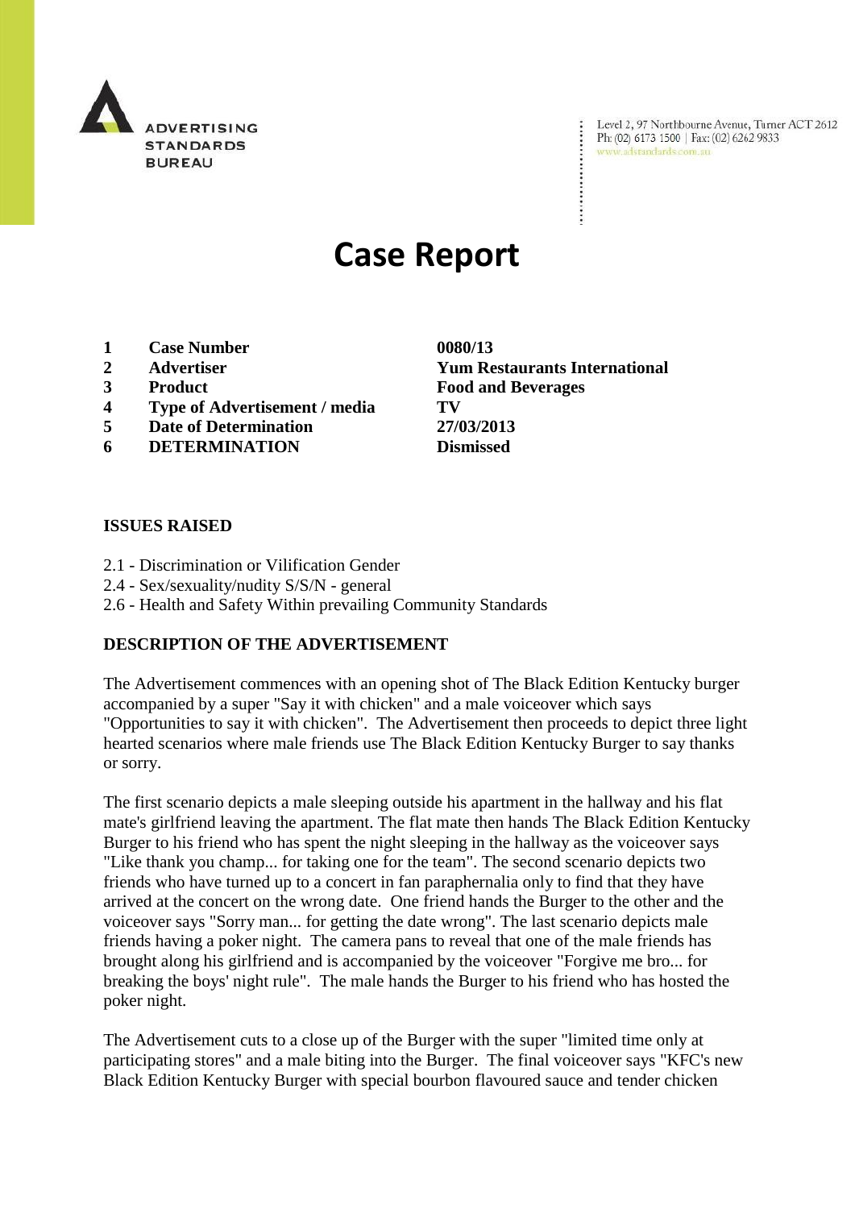ADVERTISING STANDARDS BUREAU

Level 2, 97 Northbourne Avenue, Turner ACT 2612
Ph: (02) 6173 1500 | Fax: (02) 6262 9833
www.adstandards.com.au

# Case Report

| | | |
|---|---|---|
| **1** | **Case Number** | **0080/13** |
| **2** | **Advertiser** | **Yum Restaurants International** |
| **3** | **Product** | **Food and Beverages** |
| **4** | **Type of Advertisement / media** | **TV** |
| **5** | **Date of Determination** | **27/03/2013** |
| **6** | **DETERMINATION** | **Dismissed** |

## ISSUES RAISED

2.1 - Discrimination or Vilification Gender
2.4 - Sex/sexuality/nudity S/S/N - general
2.6 - Health and Safety Within prevailing Community Standards

## DESCRIPTION OF THE ADVERTISEMENT

The Advertisement commences with an opening shot of The Black Edition Kentucky burger accompanied by a super "Say it with chicken" and a male voiceover which says "Opportunities to say it with chicken". The Advertisement then proceeds to depict three light hearted scenarios where male friends use The Black Edition Kentucky Burger to say thanks or sorry.

The first scenario depicts a male sleeping outside his apartment in the hallway and his flat mate's girlfriend leaving the apartment. The flat mate then hands The Black Edition Kentucky Burger to his friend who has spent the night sleeping in the hallway as the voiceover says "Like thank you champ... for taking one for the team". The second scenario depicts two friends who have turned up to a concert in fan paraphernalia only to find that they have arrived at the concert on the wrong date. One friend hands the Burger to the other and the voiceover says "Sorry man... for getting the date wrong". The last scenario depicts male friends having a poker night. The camera pans to reveal that one of the male friends has brought along his girlfriend and is accompanied by the voiceover "Forgive me bro... for breaking the boys' night rule". The male hands the Burger to his friend who has hosted the poker night.

The Advertisement cuts to a close up of the Burger with the super "limited time only at participating stores" and a male biting into the Burger. The final voiceover says "KFC's new Black Edition Kentucky Burger with special bourbon flavoured sauce and tender chicken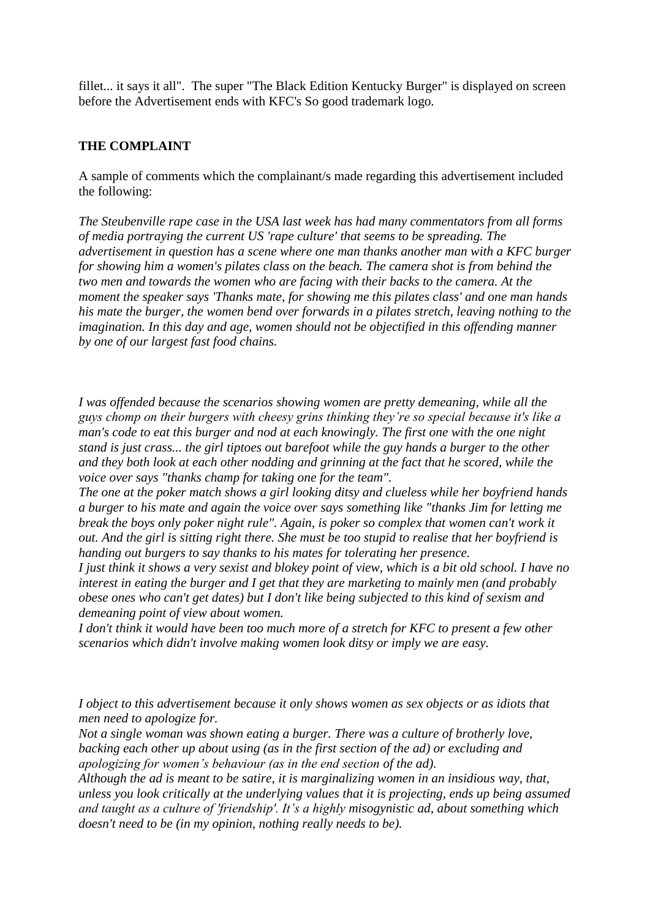fillet... it says it all". The super "The Black Edition Kentucky Burger" is displayed on screen before the Advertisement ends with KFC's So good trademark logo.

**THE COMPLAINT**

A sample of comments which the complainant/s made regarding this advertisement included the following:

*The Steubenville rape case in the USA last week has had many commentators from all forms of media portraying the current US 'rape culture' that seems to be spreading. The advertisement in question has a scene where one man thanks another man with a KFC burger for showing him a women's pilates class on the beach. The camera shot is from behind the two men and towards the women who are facing with their backs to the camera. At the moment the speaker says 'Thanks mate, for showing me this pilates class' and one man hands his mate the burger, the women bend over forwards in a pilates stretch, leaving nothing to the imagination. In this day and age, women should not be objectified in this offending manner by one of our largest fast food chains.*

*I was offended because the scenarios showing women are pretty demeaning, while all the guys chomp on their burgers with cheesy grins thinking they're so special because it's like a man's code to eat this burger and nod at each knowingly. The first one with the one night stand is just crass... the girl tiptoes out barefoot while the guy hands a burger to the other and they both look at each other nodding and grinning at the fact that he scored, while the voice over says "thanks champ for taking one for the team".*
*The one at the poker match shows a girl looking ditsy and clueless while her boyfriend hands a burger to his mate and again the voice over says something like "thanks Jim for letting me break the boys only poker night rule". Again, is poker so complex that women can't work it out. And the girl is sitting right there. She must be too stupid to realise that her boyfriend is handing out burgers to say thanks to his mates for tolerating her presence.*
*I just think it shows a very sexist and blokey point of view, which is a bit old school. I have no interest in eating the burger and I get that they are marketing to mainly men (and probably obese ones who can't get dates) but I don't like being subjected to this kind of sexism and demeaning point of view about women.*
*I don't think it would have been too much more of a stretch for KFC to present a few other scenarios which didn't involve making women look ditsy or imply we are easy.*

*I object to this advertisement because it only shows women as sex objects or as idiots that men need to apologize for.*
*Not a single woman was shown eating a burger. There was a culture of brotherly love, backing each other up about using (as in the first section of the ad) or excluding and apologizing for women's behaviour (as in the end section of the ad).*
*Although the ad is meant to be satire, it is marginalizing women in an insidious way, that, unless you look critically at the underlying values that it is projecting, ends up being assumed and taught as a culture of 'friendship'. It's a highly misogynistic ad, about something which doesn't need to be (in my opinion, nothing really needs to be).*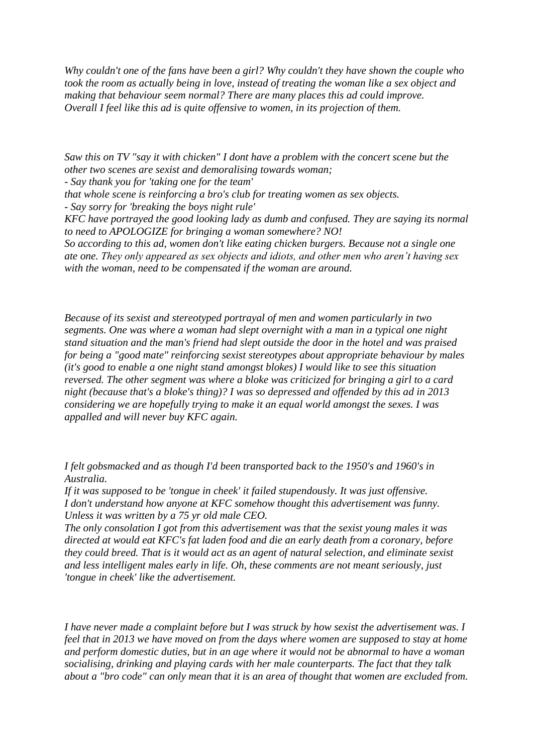*Why couldn't one of the fans have been a girl? Why couldn't they have shown the couple who took the room as actually being in love, instead of treating the woman like a sex object and making that behaviour seem normal? There are many places this ad could improve. Overall I feel like this ad is quite offensive to women, in its projection of them.*

*Saw this on TV "say it with chicken" I dont have a problem with the concert scene but the other two scenes are sexist and demoralising towards woman;*
*- Say thank you for 'taking one for the team'*
*that whole scene is reinforcing a bro's club for treating women as sex objects.*
*- Say sorry for 'breaking the boys night rule'*
*KFC have portrayed the good looking lady as dumb and confused. They are saying its normal to need to APOLOGIZE for bringing a woman somewhere? NO!*
*So according to this ad, women don't like eating chicken burgers. Because not a single one ate one. They only appeared as sex objects and idiots, and other men who aren't having sex with the woman, need to be compensated if the woman are around.*

*Because of its sexist and stereotyped portrayal of men and women particularly in two segments. One was where a woman had slept overnight with a man in a typical one night stand situation and the man's friend had slept outside the door in the hotel and was praised for being a "good mate" reinforcing sexist stereotypes about appropriate behaviour by males (it's good to enable a one night stand amongst blokes) I would like to see this situation reversed. The other segment was where a bloke was criticized for bringing a girl to a card night (because that's a bloke's thing)? I was so depressed and offended by this ad in 2013 considering we are hopefully trying to make it an equal world amongst the sexes. I was appalled and will never buy KFC again.*

*I felt gobsmacked and as though I'd been transported back to the 1950's and 1960's in Australia.*
*If it was supposed to be 'tongue in cheek' it failed stupendously. It was just offensive.*
*I don't understand how anyone at KFC somehow thought this advertisement was funny. Unless it was written by a 75 yr old male CEO.*
*The only consolation I got from this advertisement was that the sexist young males it was directed at would eat KFC's fat laden food and die an early death from a coronary, before they could breed. That is it would act as an agent of natural selection, and eliminate sexist and less intelligent males early in life. Oh, these comments are not meant seriously, just 'tongue in cheek' like the advertisement.*

*I have never made a complaint before but I was struck by how sexist the advertisement was. I feel that in 2013 we have moved on from the days where women are supposed to stay at home and perform domestic duties, but in an age where it would not be abnormal to have a woman socialising, drinking and playing cards with her male counterparts. The fact that they talk about a "bro code" can only mean that it is an area of thought that women are excluded from.*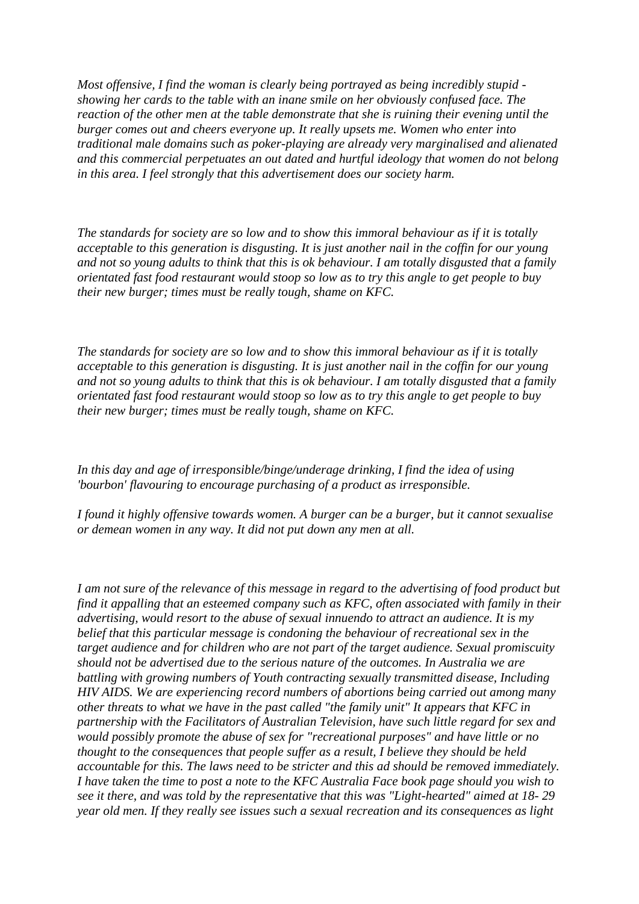*Most offensive, I find the woman is clearly being portrayed as being incredibly stupid - showing her cards to the table with an inane smile on her obviously confused face. The reaction of the other men at the table demonstrate that she is ruining their evening until the burger comes out and cheers everyone up. It really upsets me. Women who enter into traditional male domains such as poker-playing are already very marginalised and alienated and this commercial perpetuates an out dated and hurtful ideology that women do not belong in this area. I feel strongly that this advertisement does our society harm.*

*The standards for society are so low and to show this immoral behaviour as if it is totally acceptable to this generation is disgusting. It is just another nail in the coffin for our young and not so young adults to think that this is ok behaviour. I am totally disgusted that a family orientated fast food restaurant would stoop so low as to try this angle to get people to buy their new burger; times must be really tough, shame on KFC.*

*The standards for society are so low and to show this immoral behaviour as if it is totally acceptable to this generation is disgusting. It is just another nail in the coffin for our young and not so young adults to think that this is ok behaviour. I am totally disgusted that a family orientated fast food restaurant would stoop so low as to try this angle to get people to buy their new burger; times must be really tough, shame on KFC.*

*In this day and age of irresponsible/binge/underage drinking, I find the idea of using 'bourbon' flavouring to encourage purchasing of a product as irresponsible.*

*I found it highly offensive towards women. A burger can be a burger, but it cannot sexualise or demean women in any way. It did not put down any men at all.*

*I am not sure of the relevance of this message in regard to the advertising of food product but find it appalling that an esteemed company such as KFC, often associated with family in their advertising, would resort to the abuse of sexual innuendo to attract an audience. It is my belief that this particular message is condoning the behaviour of recreational sex in the target audience and for children who are not part of the target audience. Sexual promiscuity should not be advertised due to the serious nature of the outcomes. In Australia we are battling with growing numbers of Youth contracting sexually transmitted disease, Including HIV AIDS. We are experiencing record numbers of abortions being carried out among many other threats to what we have in the past called "the family unit" It appears that KFC in partnership with the Facilitators of Australian Television, have such little regard for sex and would possibly promote the abuse of sex for "recreational purposes" and have little or no thought to the consequences that people suffer as a result, I believe they should be held accountable for this. The laws need to be stricter and this ad should be removed immediately. I have taken the time to post a note to the KFC Australia Face book page should you wish to see it there, and was told by the representative that this was "Light-hearted" aimed at 18- 29 year old men. If they really see issues such a sexual recreation and its consequences as light*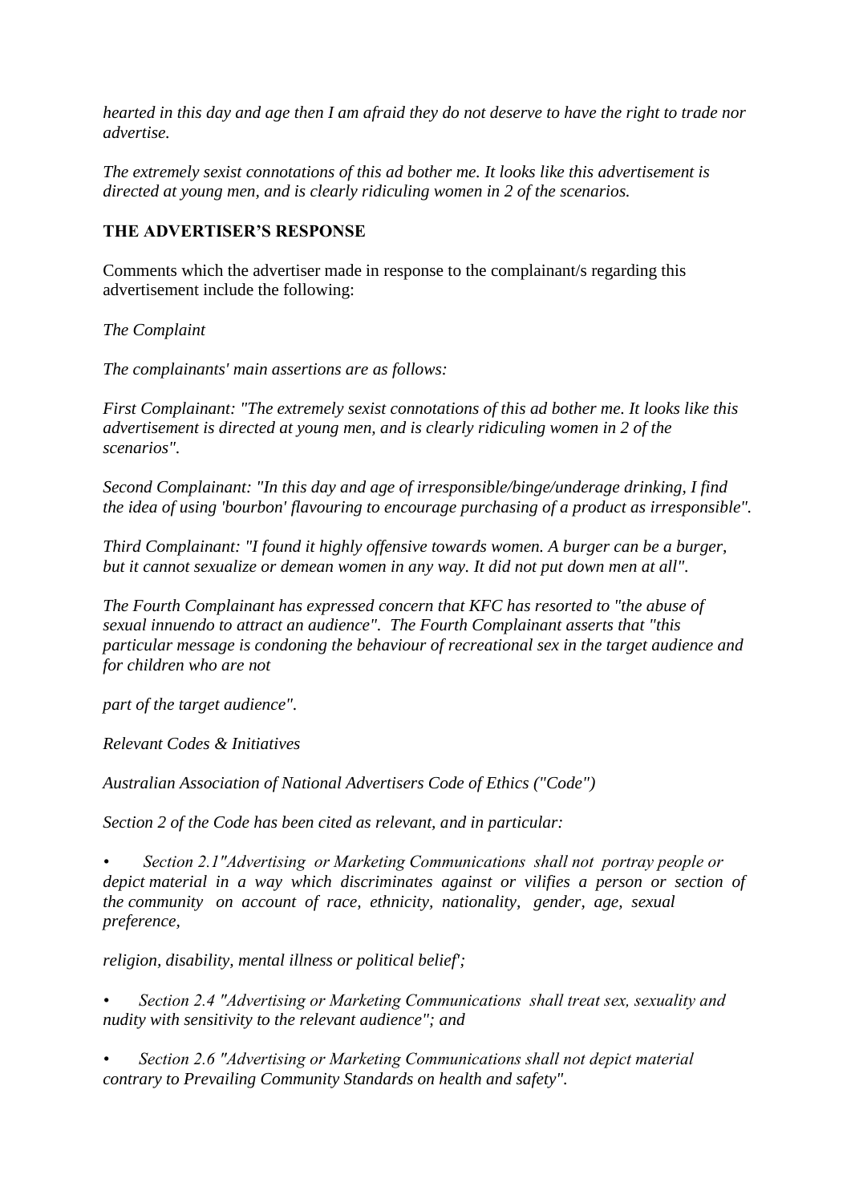*hearted in this day and age then I am afraid they do not deserve to have the right to trade nor advertise.*

*The extremely sexist connotations of this ad bother me. It looks like this advertisement is directed at young men, and is clearly ridiculing women in 2 of the scenarios.*

**THE ADVERTISER'S RESPONSE**

Comments which the advertiser made in response to the complainant/s regarding this advertisement include the following:

*The Complaint*

*The complainants' main assertions are as follows:*

*First Complainant: "The extremely sexist connotations of this ad bother me. It looks like this advertisement is directed at young men, and is clearly ridiculing women in 2 of the scenarios".*

*Second Complainant: "In this day and age of irresponsible/binge/underage drinking, I find the idea of using 'bourbon' flavouring to encourage purchasing of a product as irresponsible".*

*Third Complainant: "I found it highly offensive towards women. A burger can be a burger, but it cannot sexualize or demean women in any way. It did not put down men at all".*

*The Fourth Complainant has expressed concern that KFC has resorted to "the abuse of sexual innuendo to attract an audience". The Fourth Complainant asserts that "this particular message is condoning the behaviour of recreational sex in the target audience and for children who are not*

*part of the target audience".*

*Relevant Codes & Initiatives*

*Australian Association of National Advertisers Code of Ethics ("Code")*

*Section 2 of the Code has been cited as relevant, and in particular:*

- *Section 2.1"Advertising or Marketing Communications shall not portray people or depict material in a way which discriminates against or vilifies a person or section of the community on account of race, ethnicity, nationality, gender, age, sexual preference,*

  *religion, disability, mental illness or political belief';*

- *Section 2.4 "Advertising or Marketing Communications shall treat sex, sexuality and nudity with sensitivity to the relevant audience"; and*

- *Section 2.6 "Advertising or Marketing Communications shall not depict material contrary to Prevailing Community Standards on health and safety".*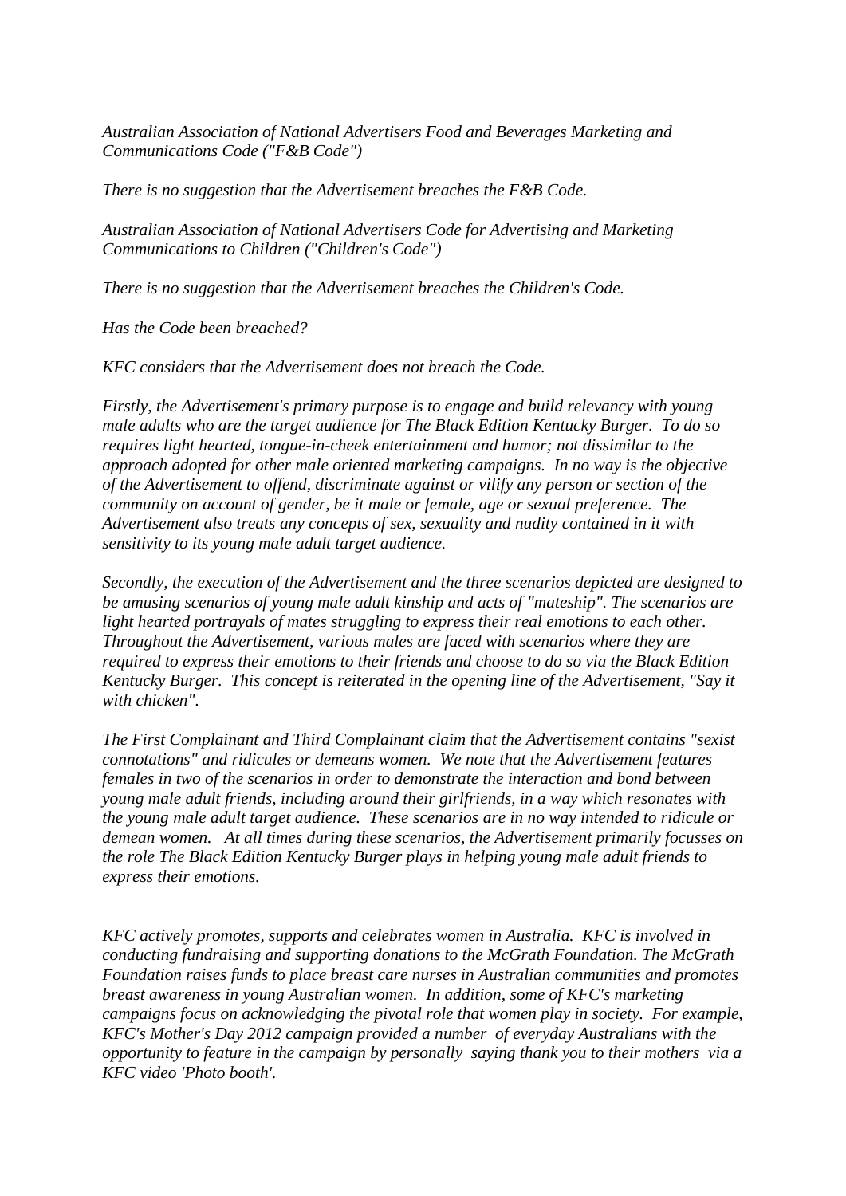*Australian Association of National Advertisers Food and Beverages Marketing and Communications Code ("F&B Code")*

*There is no suggestion that the Advertisement breaches the F&B Code.*

*Australian Association of National Advertisers Code for Advertising and Marketing Communications to Children ("Children's Code")*

*There is no suggestion that the Advertisement breaches the Children's Code.*

*Has the Code been breached?*

*KFC considers that the Advertisement does not breach the Code.*

*Firstly, the Advertisement's primary purpose is to engage and build relevancy with young male adults who are the target audience for The Black Edition Kentucky Burger. To do so requires light hearted, tongue-in-cheek entertainment and humor; not dissimilar to the approach adopted for other male oriented marketing campaigns. In no way is the objective of the Advertisement to offend, discriminate against or vilify any person or section of the community on account of gender, be it male or female, age or sexual preference. The Advertisement also treats any concepts of sex, sexuality and nudity contained in it with sensitivity to its young male adult target audience.*

*Secondly, the execution of the Advertisement and the three scenarios depicted are designed to be amusing scenarios of young male adult kinship and acts of "mateship". The scenarios are light hearted portrayals of mates struggling to express their real emotions to each other. Throughout the Advertisement, various males are faced with scenarios where they are required to express their emotions to their friends and choose to do so via the Black Edition Kentucky Burger. This concept is reiterated in the opening line of the Advertisement, "Say it with chicken".*

*The First Complainant and Third Complainant claim that the Advertisement contains "sexist connotations" and ridicules or demeans women. We note that the Advertisement features females in two of the scenarios in order to demonstrate the interaction and bond between young male adult friends, including around their girlfriends, in a way which resonates with the young male adult target audience. These scenarios are in no way intended to ridicule or demean women. At all times during these scenarios, the Advertisement primarily focusses on the role The Black Edition Kentucky Burger plays in helping young male adult friends to express their emotions.*

*KFC actively promotes, supports and celebrates women in Australia. KFC is involved in conducting fundraising and supporting donations to the McGrath Foundation. The McGrath Foundation raises funds to place breast care nurses in Australian communities and promotes breast awareness in young Australian women. In addition, some of KFC's marketing campaigns focus on acknowledging the pivotal role that women play in society. For example, KFC's Mother's Day 2012 campaign provided a number of everyday Australians with the opportunity to feature in the campaign by personally saying thank you to their mothers via a KFC video 'Photo booth'.*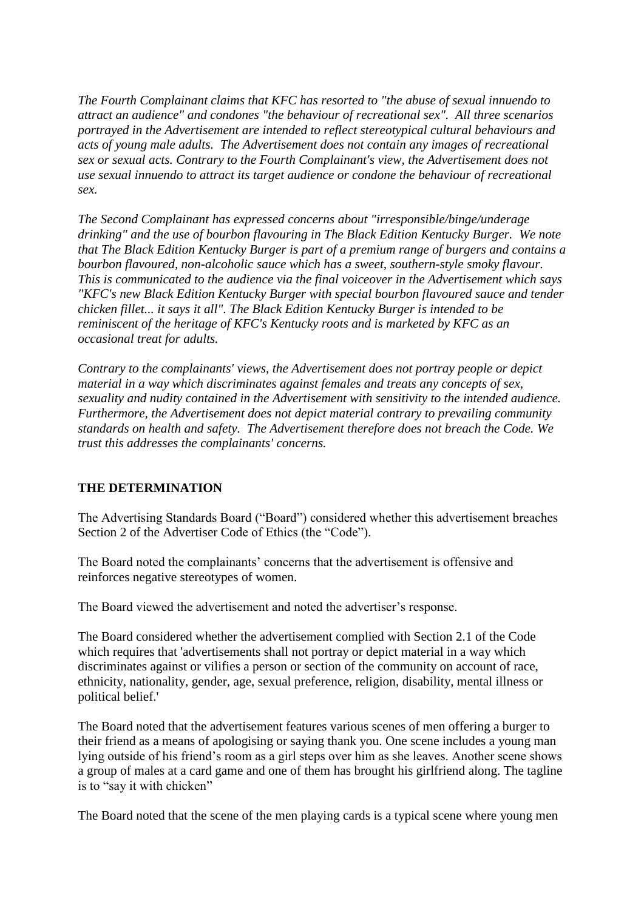*The Fourth Complainant claims that KFC has resorted to "the abuse of sexual innuendo to attract an audience" and condones "the behaviour of recreational sex". All three scenarios portrayed in the Advertisement are intended to reflect stereotypical cultural behaviours and acts of young male adults. The Advertisement does not contain any images of recreational sex or sexual acts. Contrary to the Fourth Complainant's view, the Advertisement does not use sexual innuendo to attract its target audience or condone the behaviour of recreational sex.*

*The Second Complainant has expressed concerns about "irresponsible/binge/underage drinking" and the use of bourbon flavouring in The Black Edition Kentucky Burger. We note that The Black Edition Kentucky Burger is part of a premium range of burgers and contains a bourbon flavoured, non-alcoholic sauce which has a sweet, southern-style smoky flavour. This is communicated to the audience via the final voiceover in the Advertisement which says "KFC's new Black Edition Kentucky Burger with special bourbon flavoured sauce and tender chicken fillet... it says it all". The Black Edition Kentucky Burger is intended to be reminiscent of the heritage of KFC's Kentucky roots and is marketed by KFC as an occasional treat for adults.*

*Contrary to the complainants' views, the Advertisement does not portray people or depict material in a way which discriminates against females and treats any concepts of sex, sexuality and nudity contained in the Advertisement with sensitivity to the intended audience. Furthermore, the Advertisement does not depict material contrary to prevailing community standards on health and safety. The Advertisement therefore does not breach the Code. We trust this addresses the complainants' concerns.*

**THE DETERMINATION**

The Advertising Standards Board ("Board") considered whether this advertisement breaches Section 2 of the Advertiser Code of Ethics (the "Code").

The Board noted the complainants' concerns that the advertisement is offensive and reinforces negative stereotypes of women.

The Board viewed the advertisement and noted the advertiser's response.

The Board considered whether the advertisement complied with Section 2.1 of the Code which requires that 'advertisements shall not portray or depict material in a way which discriminates against or vilifies a person or section of the community on account of race, ethnicity, nationality, gender, age, sexual preference, religion, disability, mental illness or political belief.'

The Board noted that the advertisement features various scenes of men offering a burger to their friend as a means of apologising or saying thank you. One scene includes a young man lying outside of his friend's room as a girl steps over him as she leaves. Another scene shows a group of males at a card game and one of them has brought his girlfriend along. The tagline is to "say it with chicken"

The Board noted that the scene of the men playing cards is a typical scene where young men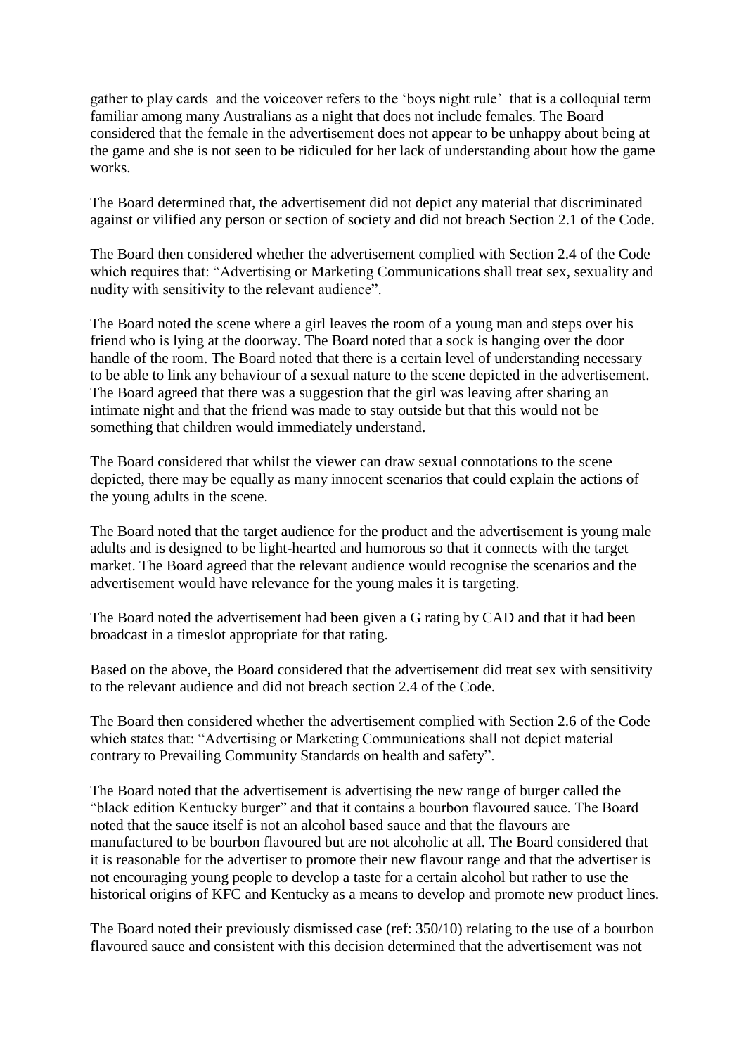gather to play cards  and the voiceover refers to the 'boys night rule'  that is a colloquial term familiar among many Australians as a night that does not include females. The Board considered that the female in the advertisement does not appear to be unhappy about being at the game and she is not seen to be ridiculed for her lack of understanding about how the game works.

The Board determined that, the advertisement did not depict any material that discriminated against or vilified any person or section of society and did not breach Section 2.1 of the Code.

The Board then considered whether the advertisement complied with Section 2.4 of the Code which requires that: "Advertising or Marketing Communications shall treat sex, sexuality and nudity with sensitivity to the relevant audience".

The Board noted the scene where a girl leaves the room of a young man and steps over his friend who is lying at the doorway. The Board noted that a sock is hanging over the door handle of the room. The Board noted that there is a certain level of understanding necessary to be able to link any behaviour of a sexual nature to the scene depicted in the advertisement. The Board agreed that there was a suggestion that the girl was leaving after sharing an intimate night and that the friend was made to stay outside but that this would not be something that children would immediately understand.

The Board considered that whilst the viewer can draw sexual connotations to the scene depicted, there may be equally as many innocent scenarios that could explain the actions of the young adults in the scene.

The Board noted that the target audience for the product and the advertisement is young male adults and is designed to be light-hearted and humorous so that it connects with the target market. The Board agreed that the relevant audience would recognise the scenarios and the advertisement would have relevance for the young males it is targeting.

The Board noted the advertisement had been given a G rating by CAD and that it had been broadcast in a timeslot appropriate for that rating.

Based on the above, the Board considered that the advertisement did treat sex with sensitivity to the relevant audience and did not breach section 2.4 of the Code.

The Board then considered whether the advertisement complied with Section 2.6 of the Code which states that: "Advertising or Marketing Communications shall not depict material contrary to Prevailing Community Standards on health and safety".

The Board noted that the advertisement is advertising the new range of burger called the "black edition Kentucky burger" and that it contains a bourbon flavoured sauce. The Board noted that the sauce itself is not an alcohol based sauce and that the flavours are manufactured to be bourbon flavoured but are not alcoholic at all. The Board considered that it is reasonable for the advertiser to promote their new flavour range and that the advertiser is not encouraging young people to develop a taste for a certain alcohol but rather to use the historical origins of KFC and Kentucky as a means to develop and promote new product lines.

The Board noted their previously dismissed case (ref: 350/10) relating to the use of a bourbon flavoured sauce and consistent with this decision determined that the advertisement was not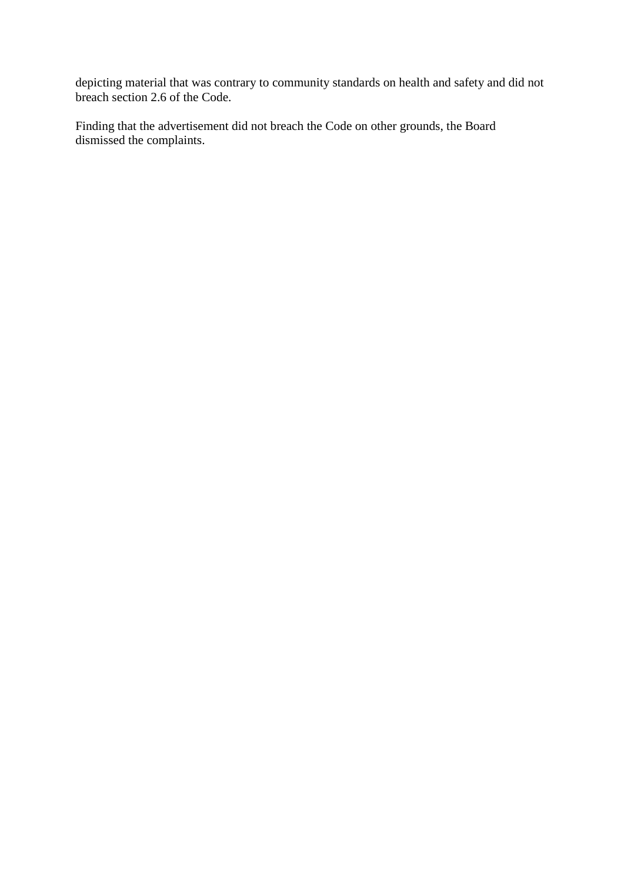depicting material that was contrary to community standards on health and safety and did not breach section 2.6 of the Code.

Finding that the advertisement did not breach the Code on other grounds, the Board dismissed the complaints.